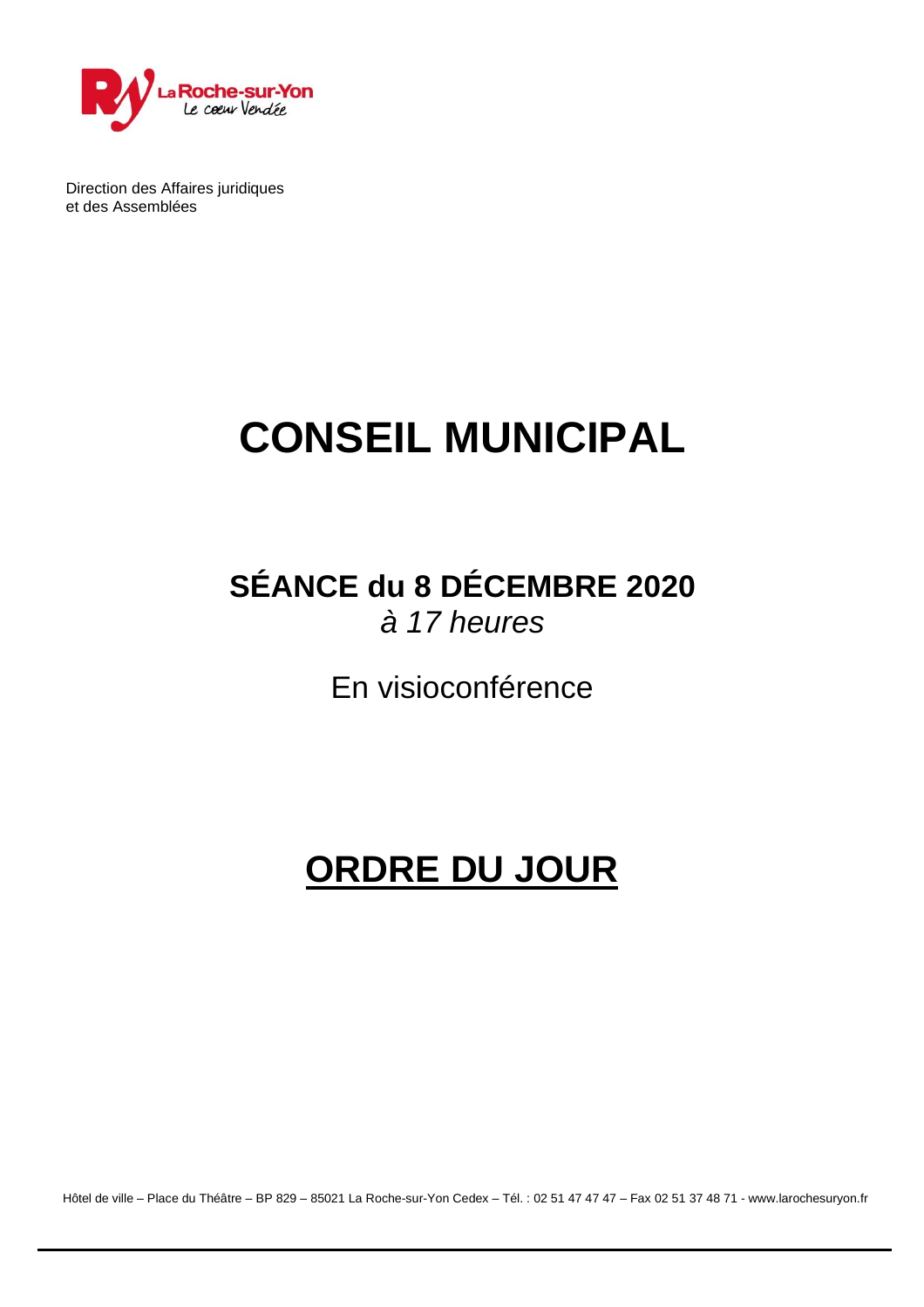Direction des Affaires juridiques
et des Assemblées

# CONSEIL MUNICIPAL

## SÉANCE du 8 DÉCEMBRE 2020

*à 17 heures*

En visioconférence

# ORDRE DU JOUR

Hôtel de ville – Place du Théâtre – BP 829 – 85021 La Roche-sur-Yon Cedex – Tél. : 02 51 47 47 47 – Fax 02 51 37 48 71 - www.larochesuryon.fr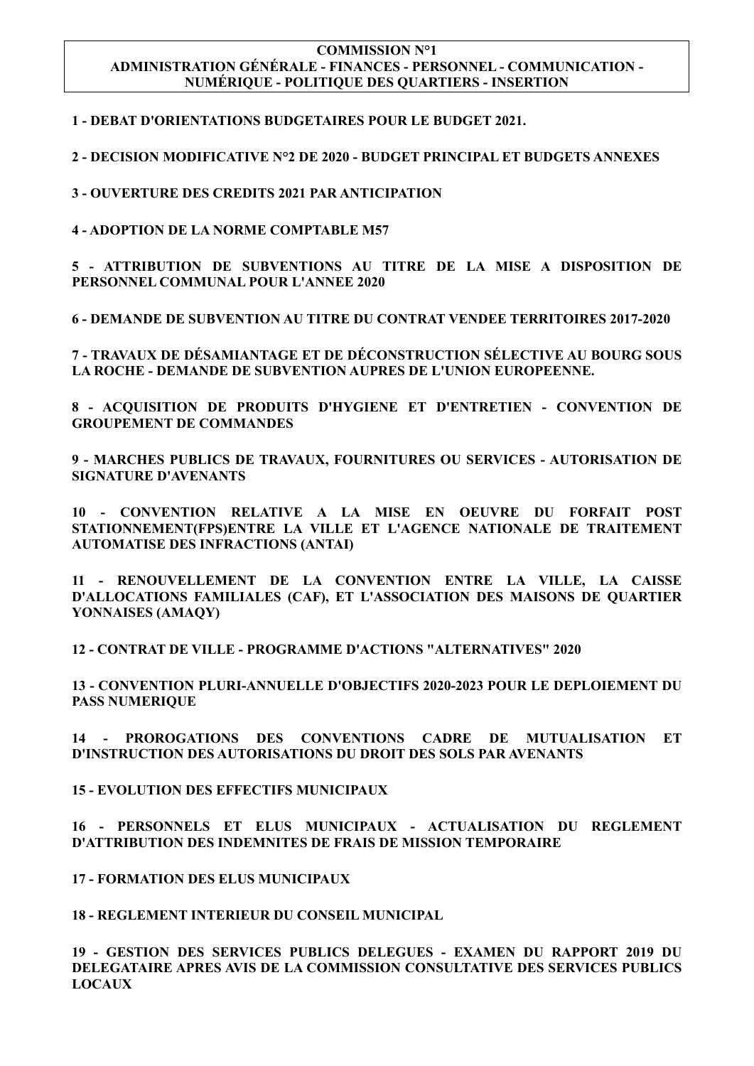**COMMISSION N°1**
**ADMINISTRATION GÉNÉRALE - FINANCES - PERSONNEL - COMMUNICATION - NUMÉRIQUE - POLITIQUE DES QUARTIERS - INSERTION**

**1 - DEBAT D'ORIENTATIONS BUDGETAIRES POUR LE BUDGET 2021.**

**2 - DECISION MODIFICATIVE N°2 DE 2020 - BUDGET PRINCIPAL ET BUDGETS ANNEXES**

**3 - OUVERTURE DES CREDITS 2021 PAR ANTICIPATION**

**4 - ADOPTION DE LA NORME COMPTABLE M57**

**5 - ATTRIBUTION DE SUBVENTIONS AU TITRE DE LA MISE A DISPOSITION DE PERSONNEL COMMUNAL POUR L'ANNEE 2020**

**6 - DEMANDE DE SUBVENTION AU TITRE DU CONTRAT VENDEE TERRITOIRES 2017-2020**

**7 - TRAVAUX DE DÉSAMIANTAGE ET DE DÉCONSTRUCTION SÉLECTIVE AU BOURG SOUS LA ROCHE - DEMANDE DE SUBVENTION AUPRES DE L'UNION EUROPEENNE.**

**8 - ACQUISITION DE PRODUITS D'HYGIENE ET D'ENTRETIEN - CONVENTION DE GROUPEMENT DE COMMANDES**

**9 - MARCHES PUBLICS DE TRAVAUX, FOURNITURES OU SERVICES - AUTORISATION DE SIGNATURE D'AVENANTS**

**10 - CONVENTION RELATIVE A LA MISE EN OEUVRE DU FORFAIT POST STATIONNEMENT(FPS)ENTRE LA VILLE ET L'AGENCE NATIONALE DE TRAITEMENT AUTOMATISE DES INFRACTIONS (ANTAI)**

**11 - RENOUVELLEMENT DE LA CONVENTION ENTRE LA VILLE, LA CAISSE D'ALLOCATIONS FAMILIALES (CAF), ET L'ASSOCIATION DES MAISONS DE QUARTIER YONNAISES (AMAQY)**

**12 - CONTRAT DE VILLE - PROGRAMME D'ACTIONS "ALTERNATIVES" 2020**

**13 - CONVENTION PLURI-ANNUELLE D'OBJECTIFS 2020-2023 POUR LE DEPLOIEMENT DU PASS NUMERIQUE**

**14 - PROROGATIONS DES CONVENTIONS CADRE DE MUTUALISATION ET D'INSTRUCTION DES AUTORISATIONS DU DROIT DES SOLS PAR AVENANTS**

**15 - EVOLUTION DES EFFECTIFS MUNICIPAUX**

**16 - PERSONNELS ET ELUS MUNICIPAUX - ACTUALISATION DU REGLEMENT D'ATTRIBUTION DES INDEMNITES DE FRAIS DE MISSION TEMPORAIRE**

**17 - FORMATION DES ELUS MUNICIPAUX**

**18 - REGLEMENT INTERIEUR DU CONSEIL MUNICIPAL**

**19 - GESTION DES SERVICES PUBLICS DELEGUES - EXAMEN DU RAPPORT 2019 DU DELEGATAIRE APRES AVIS DE LA COMMISSION CONSULTATIVE DES SERVICES PUBLICS LOCAUX**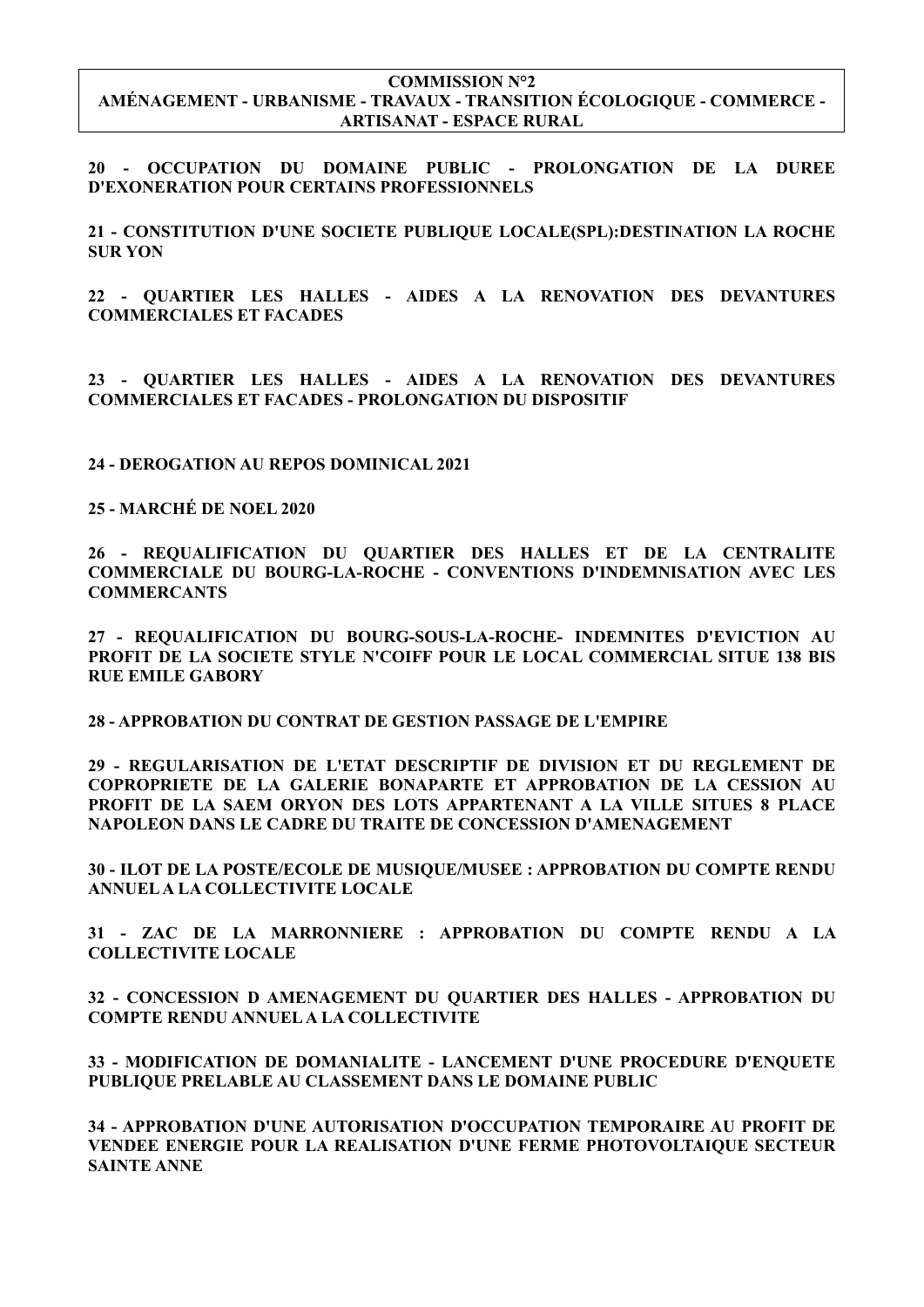**COMMISSION N°2**
**AMÉNAGEMENT - URBANISME - TRAVAUX - TRANSITION ÉCOLOGIQUE - COMMERCE - ARTISANAT - ESPACE RURAL**

**20 - OCCUPATION DU DOMAINE PUBLIC - PROLONGATION DE LA DUREE D'EXONERATION POUR CERTAINS PROFESSIONNELS**

**21 - CONSTITUTION D'UNE SOCIETE PUBLIQUE LOCALE(SPL):DESTINATION LA ROCHE SUR YON**

**22 - QUARTIER LES HALLES - AIDES A LA RENOVATION DES DEVANTURES COMMERCIALES ET FACADES**

**23 - QUARTIER LES HALLES - AIDES A LA RENOVATION DES DEVANTURES COMMERCIALES ET FACADES - PROLONGATION DU DISPOSITIF**

**24 - DEROGATION AU REPOS DOMINICAL 2021**

**25 - MARCHÉ DE NOEL 2020**

**26 - REQUALIFICATION DU QUARTIER DES HALLES ET DE LA CENTRALITE COMMERCIALE DU BOURG-LA-ROCHE - CONVENTIONS D'INDEMNISATION AVEC LES COMMERCANTS**

**27 - REQUALIFICATION DU BOURG-SOUS-LA-ROCHE- INDEMNITES D'EVICTION AU PROFIT DE LA SOCIETE STYLE N'COIFF POUR LE LOCAL COMMERCIAL SITUE 138 BIS RUE EMILE GABORY**

**28 - APPROBATION DU CONTRAT DE GESTION PASSAGE DE L'EMPIRE**

**29 - REGULARISATION DE L'ETAT DESCRIPTIF DE DIVISION ET DU REGLEMENT DE COPROPRIETE DE LA GALERIE BONAPARTE ET APPROBATION DE LA CESSION AU PROFIT DE LA SAEM ORYON DES LOTS APPARTENANT A LA VILLE SITUES 8 PLACE NAPOLEON DANS LE CADRE DU TRAITE DE CONCESSION D'AMENAGEMENT**

**30 - ILOT DE LA POSTE/ECOLE DE MUSIQUE/MUSEE : APPROBATION DU COMPTE RENDU ANNUEL A LA COLLECTIVITE LOCALE**

**31 - ZAC DE LA MARRONNIERE : APPROBATION DU COMPTE RENDU A LA COLLECTIVITE LOCALE**

**32 - CONCESSION D AMENAGEMENT DU QUARTIER DES HALLES - APPROBATION DU COMPTE RENDU ANNUEL A LA COLLECTIVITE**

**33 - MODIFICATION DE DOMANIALITE - LANCEMENT D'UNE PROCEDURE D'ENQUETE PUBLIQUE PRELABLE AU CLASSEMENT DANS LE DOMAINE PUBLIC**

**34 - APPROBATION D'UNE AUTORISATION D'OCCUPATION TEMPORAIRE AU PROFIT DE VENDEE ENERGIE POUR LA REALISATION D'UNE FERME PHOTOVOLTAIQUE SECTEUR SAINTE ANNE**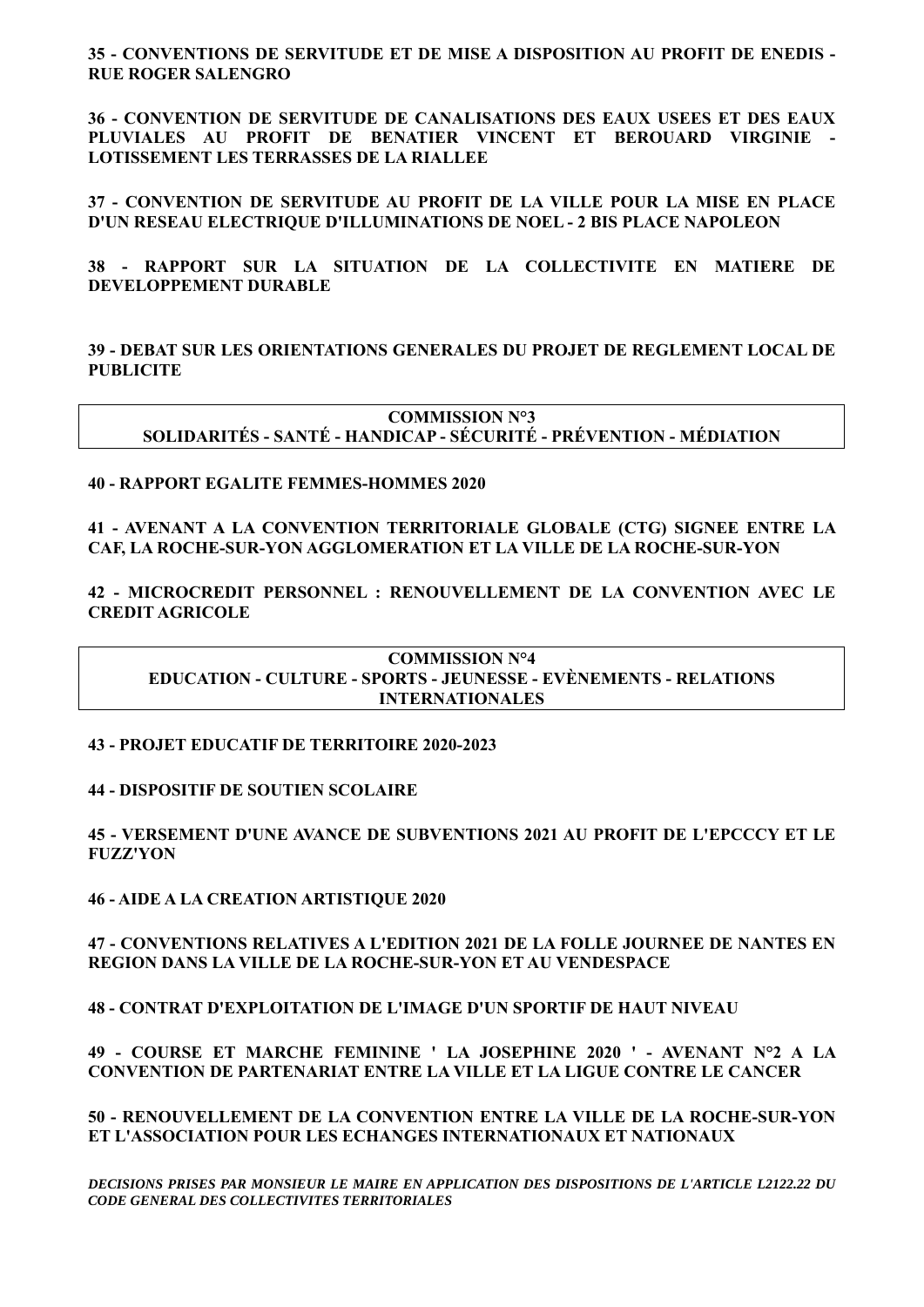**35 - CONVENTIONS DE SERVITUDE ET DE MISE A DISPOSITION AU PROFIT DE ENEDIS - RUE ROGER SALENGRO**

**36 - CONVENTION DE SERVITUDE DE CANALISATIONS DES EAUX USEES ET DES EAUX PLUVIALES AU PROFIT DE BENATIER VINCENT ET BEROUARD VIRGINIE - LOTISSEMENT LES TERRASSES DE LA RIALLEE**

**37 - CONVENTION DE SERVITUDE AU PROFIT DE LA VILLE POUR LA MISE EN PLACE D'UN RESEAU ELECTRIQUE D'ILLUMINATIONS DE NOEL - 2 BIS PLACE NAPOLEON**

**38 - RAPPORT SUR LA SITUATION DE LA COLLECTIVITE EN MATIERE DE DEVELOPPEMENT DURABLE**

**39 - DEBAT SUR LES ORIENTATIONS GENERALES DU PROJET DE REGLEMENT LOCAL DE PUBLICITE**

## COMMISSION N°3
## SOLIDARITÉS - SANTÉ - HANDICAP - SÉCURITÉ - PRÉVENTION - MÉDIATION

**40 - RAPPORT EGALITE FEMMES-HOMMES 2020**

**41 - AVENANT A LA CONVENTION TERRITORIALE GLOBALE (CTG) SIGNEE ENTRE LA CAF, LA ROCHE-SUR-YON AGGLOMERATION ET LA VILLE DE LA ROCHE-SUR-YON**

**42 - MICROCREDIT PERSONNEL : RENOUVELLEMENT DE LA CONVENTION AVEC LE CREDIT AGRICOLE**

## COMMISSION N°4
## EDUCATION - CULTURE - SPORTS - JEUNESSE - EVÈNEMENTS - RELATIONS INTERNATIONALES

**43 - PROJET EDUCATIF DE TERRITOIRE 2020-2023**

**44 - DISPOSITIF DE SOUTIEN SCOLAIRE**

**45 - VERSEMENT D'UNE AVANCE DE SUBVENTIONS 2021 AU PROFIT DE L'EPCCCY ET LE FUZZ'YON**

**46 - AIDE A LA CREATION ARTISTIQUE 2020**

**47 - CONVENTIONS RELATIVES A L'EDITION 2021 DE LA FOLLE JOURNEE DE NANTES EN REGION DANS LA VILLE DE LA ROCHE-SUR-YON ET AU VENDESPACE**

**48 - CONTRAT D'EXPLOITATION DE L'IMAGE D'UN SPORTIF DE HAUT NIVEAU**

**49 - COURSE ET MARCHE FEMININE ' LA JOSEPHINE 2020 ' - AVENANT N°2 A LA CONVENTION DE PARTENARIAT ENTRE LA VILLE ET LA LIGUE CONTRE LE CANCER**

**50 - RENOUVELLEMENT DE LA CONVENTION ENTRE LA VILLE DE LA ROCHE-SUR-YON ET L'ASSOCIATION POUR LES ECHANGES INTERNATIONAUX ET NATIONAUX**

***DECISIONS PRISES PAR MONSIEUR LE MAIRE EN APPLICATION DES DISPOSITIONS DE L'ARTICLE L2122.22 DU CODE GENERAL DES COLLECTIVITES TERRITORIALES***